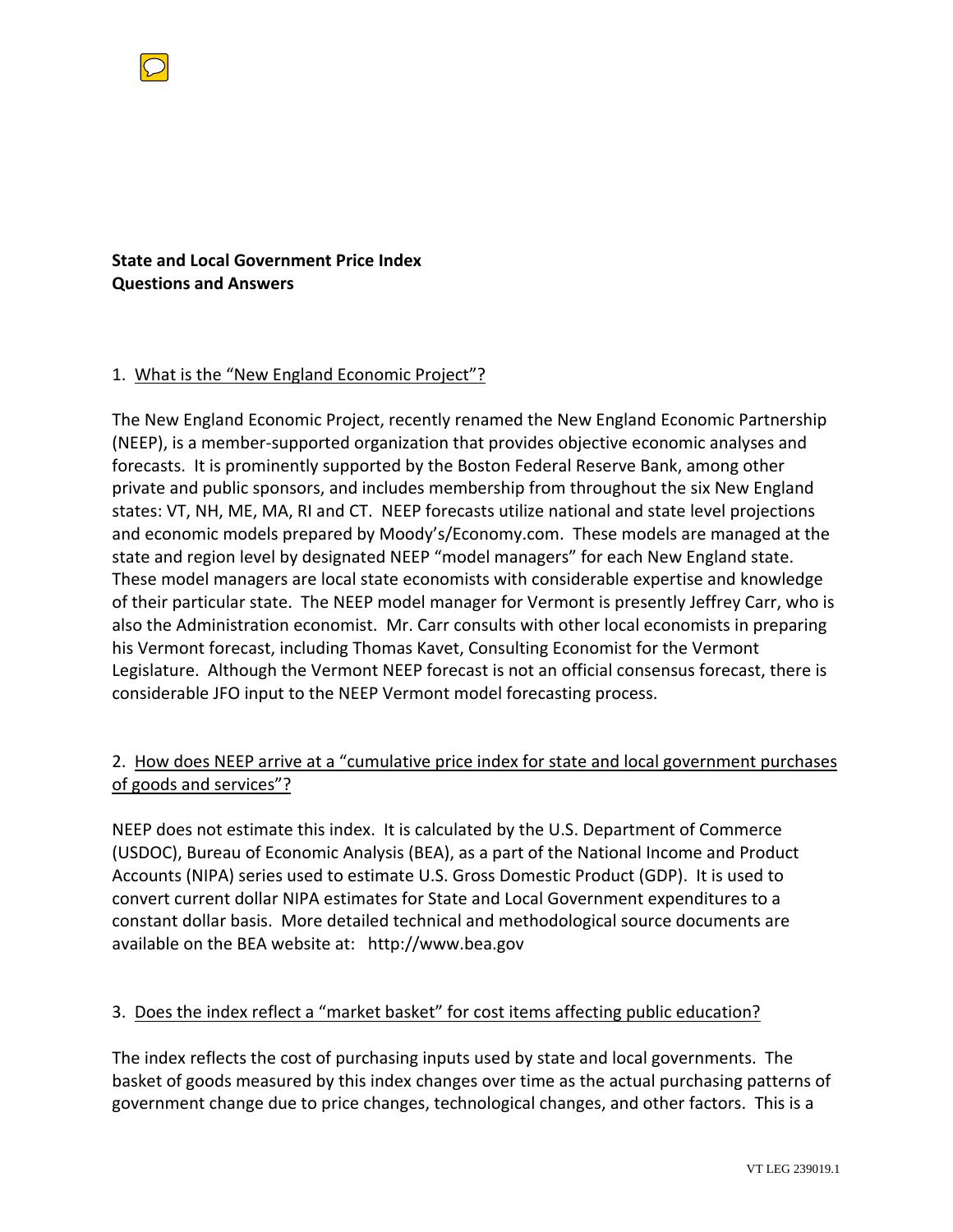**State and Local Government Price Index**
**Questions and Answers**

1. What is the "New England Economic Project"?

The New England Economic Project, recently renamed the New England Economic Partnership (NEEP), is a member-supported organization that provides objective economic analyses and forecasts. It is prominently supported by the Boston Federal Reserve Bank, among other private and public sponsors, and includes membership from throughout the six New England states: VT, NH, ME, MA, RI and CT. NEEP forecasts utilize national and state level projections and economic models prepared by Moody's/Economy.com. These models are managed at the state and region level by designated NEEP "model managers" for each New England state. These model managers are local state economists with considerable expertise and knowledge of their particular state. The NEEP model manager for Vermont is presently Jeffrey Carr, who is also the Administration economist. Mr. Carr consults with other local economists in preparing his Vermont forecast, including Thomas Kavet, Consulting Economist for the Vermont Legislature. Although the Vermont NEEP forecast is not an official consensus forecast, there is considerable JFO input to the NEEP Vermont model forecasting process.

2. How does NEEP arrive at a "cumulative price index for state and local government purchases of goods and services"?

NEEP does not estimate this index. It is calculated by the U.S. Department of Commerce (USDOC), Bureau of Economic Analysis (BEA), as a part of the National Income and Product Accounts (NIPA) series used to estimate U.S. Gross Domestic Product (GDP). It is used to convert current dollar NIPA estimates for State and Local Government expenditures to a constant dollar basis. More detailed technical and methodological source documents are available on the BEA website at: http://www.bea.gov

3. Does the index reflect a "market basket" for cost items affecting public education?

The index reflects the cost of purchasing inputs used by state and local governments. The basket of goods measured by this index changes over time as the actual purchasing patterns of government change due to price changes, technological changes, and other factors. This is a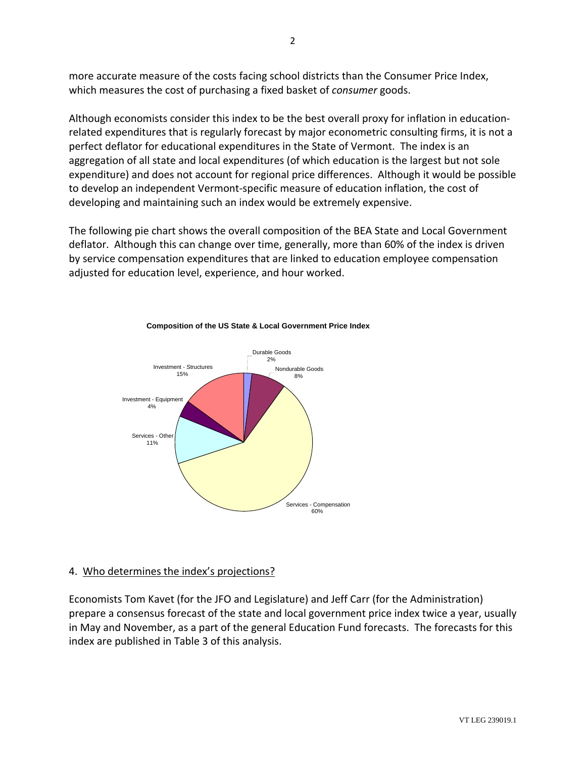more accurate measure of the costs facing school districts than the Consumer Price Index, which measures the cost of purchasing a fixed basket of *consumer* goods.

Although economists consider this index to be the best overall proxy for inflation in education-related expenditures that is regularly forecast by major econometric consulting firms, it is not a perfect deflator for educational expenditures in the State of Vermont. The index is an aggregation of all state and local expenditures (of which education is the largest but not sole expenditure) and does not account for regional price differences. Although it would be possible to develop an independent Vermont-specific measure of education inflation, the cost of developing and maintaining such an index would be extremely expensive.

The following pie chart shows the overall composition of the BEA State and Local Government deflator. Although this can change over time, generally, more than 60% of the index is driven by service compensation expenditures that are linked to education employee compensation adjusted for education level, experience, and hour worked.

**Composition of the US State & Local Government Price Index**

- Durable Goods 2%
- Nondurable Goods 8%
- Services - Compensation 60%
- Services - Other 11%
- Investment - Equipment 4%
- Investment - Structures 15%

4. <u>Who determines the index's projections?</u>

Economists Tom Kavet (for the JFO and Legislature) and Jeff Carr (for the Administration) prepare a consensus forecast of the state and local government price index twice a year, usually in May and November, as a part of the general Education Fund forecasts. The forecasts for this index are published in Table 3 of this analysis.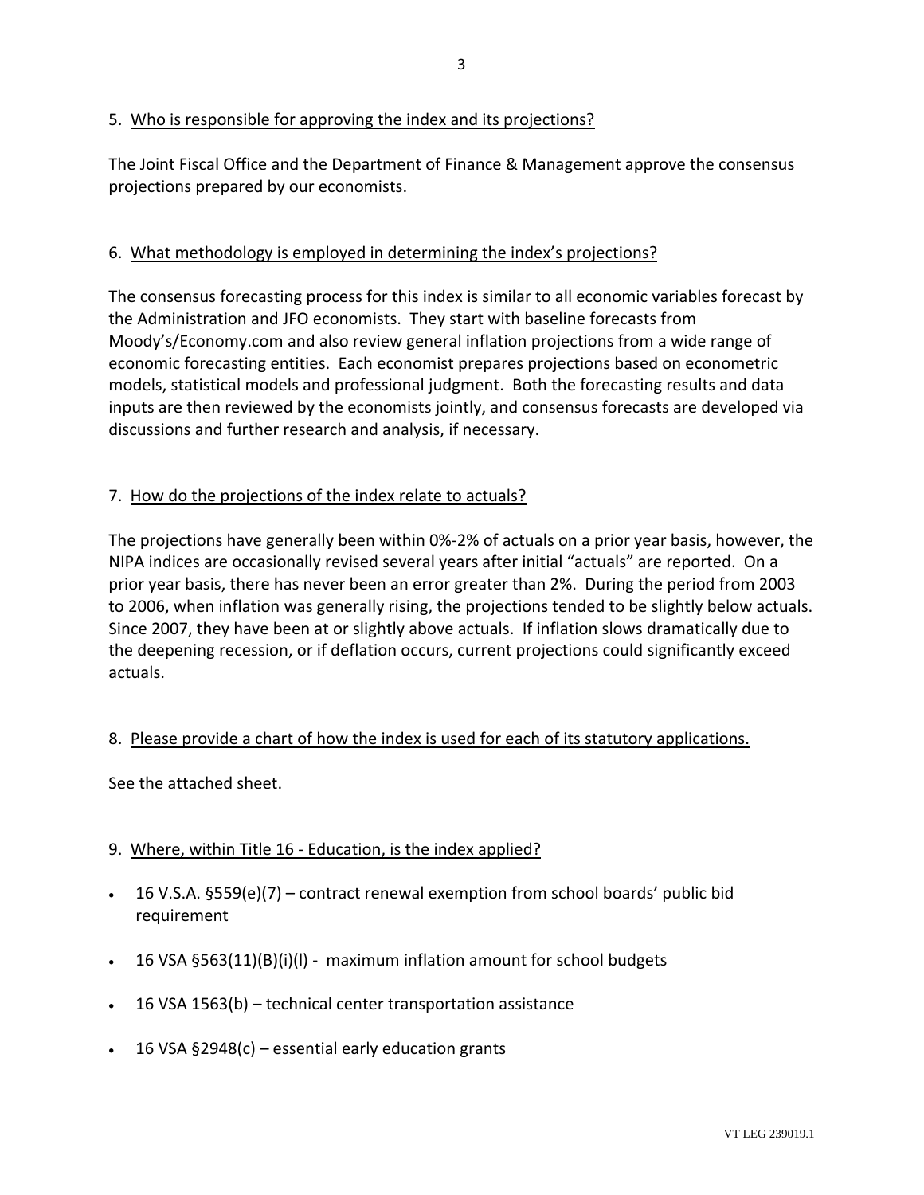5. <u>Who is responsible for approving the index and its projections?</u>

The Joint Fiscal Office and the Department of Finance & Management approve the consensus projections prepared by our economists.

6. <u>What methodology is employed in determining the index's projections?</u>

The consensus forecasting process for this index is similar to all economic variables forecast by the Administration and JFO economists. They start with baseline forecasts from Moody's/Economy.com and also review general inflation projections from a wide range of economic forecasting entities. Each economist prepares projections based on econometric models, statistical models and professional judgment. Both the forecasting results and data inputs are then reviewed by the economists jointly, and consensus forecasts are developed via discussions and further research and analysis, if necessary.

7. <u>How do the projections of the index relate to actuals?</u>

The projections have generally been within 0%-2% of actuals on a prior year basis, however, the NIPA indices are occasionally revised several years after initial "actuals" are reported. On a prior year basis, there has never been an error greater than 2%. During the period from 2003 to 2006, when inflation was generally rising, the projections tended to be slightly below actuals. Since 2007, they have been at or slightly above actuals. If inflation slows dramatically due to the deepening recession, or if deflation occurs, current projections could significantly exceed actuals.

8. <u>Please provide a chart of how the index is used for each of its statutory applications.</u>

See the attached sheet.

9. <u>Where, within Title 16 - Education, is the index applied?</u>

- 16 V.S.A. §559(e)(7) – contract renewal exemption from school boards' public bid requirement
- 16 VSA §563(11)(B)(i)(I) - maximum inflation amount for school budgets
- 16 VSA 1563(b) – technical center transportation assistance
- 16 VSA §2948(c) – essential early education grants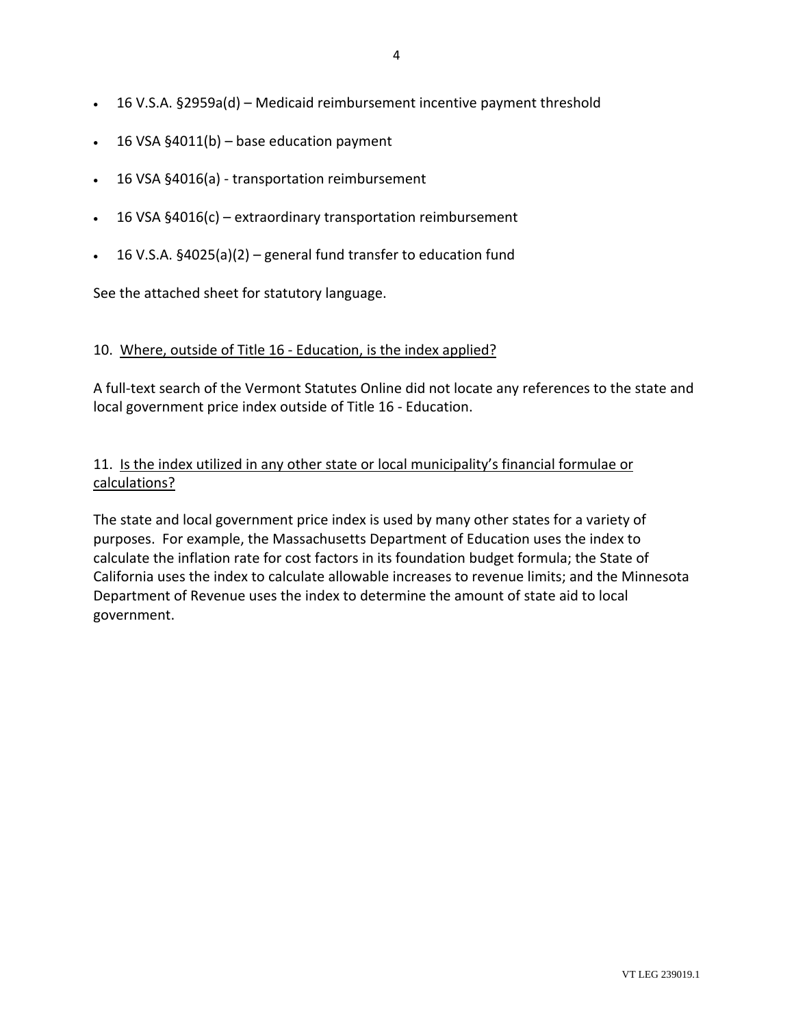- 16 V.S.A. §2959a(d) – Medicaid reimbursement incentive payment threshold
- 16 VSA §4011(b) – base education payment
- 16 VSA §4016(a) - transportation reimbursement
- 16 VSA §4016(c) – extraordinary transportation reimbursement
- 16 V.S.A. §4025(a)(2) – general fund transfer to education fund

See the attached sheet for statutory language.

10. <u>Where, outside of Title 16 - Education, is the index applied?</u>

A full-text search of the Vermont Statutes Online did not locate any references to the state and local government price index outside of Title 16 - Education.

11. <u>Is the index utilized in any other state or local municipality's financial formulae or calculations?</u>

The state and local government price index is used by many other states for a variety of purposes. For example, the Massachusetts Department of Education uses the index to calculate the inflation rate for cost factors in its foundation budget formula; the State of California uses the index to calculate allowable increases to revenue limits; and the Minnesota Department of Revenue uses the index to determine the amount of state aid to local government.

VT LEG 239019.1